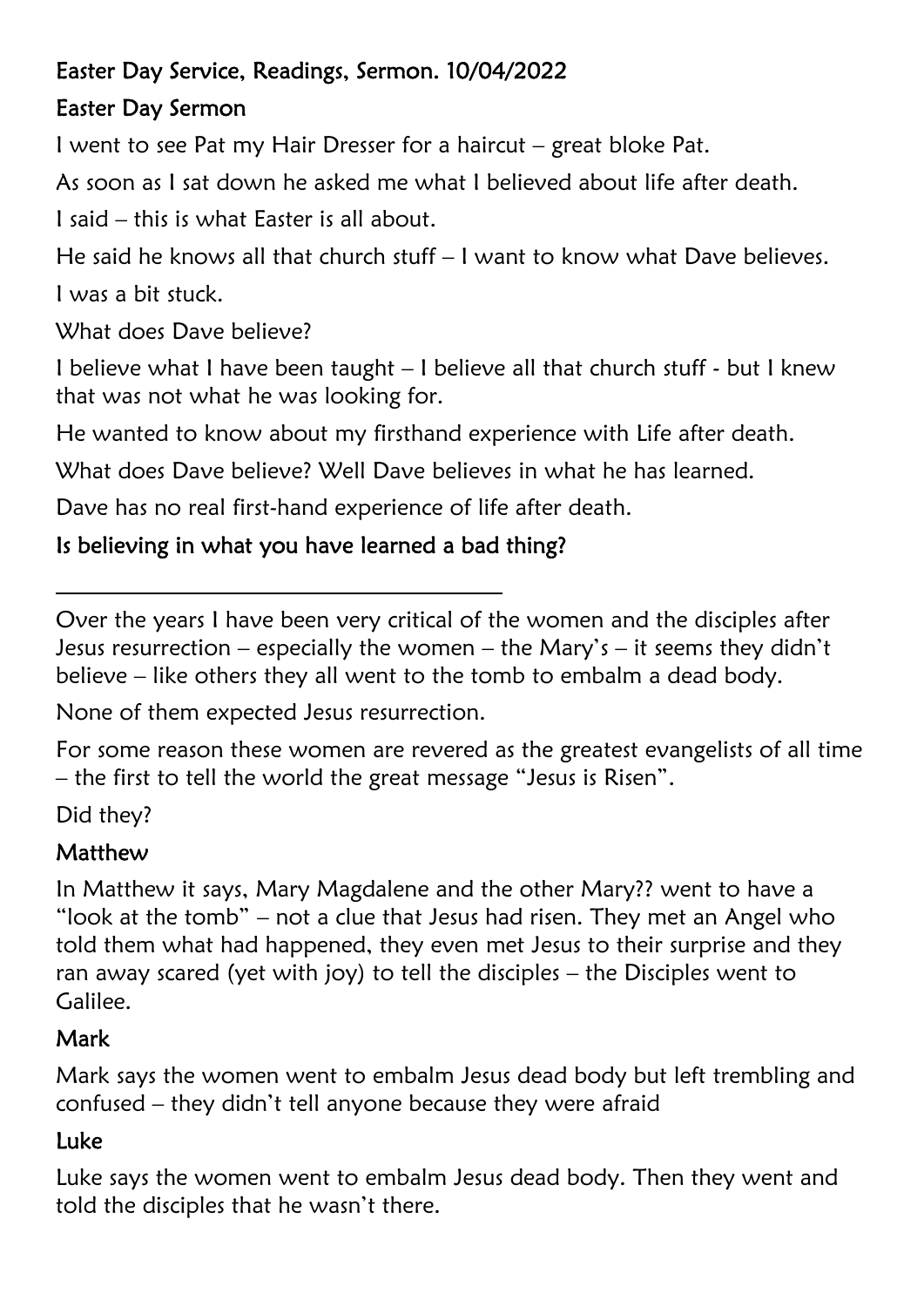**Easter Day Service, Readings, Sermon. 10/04/2022**

**Easter Day Sermon**

I went to see Pat my Hair Dresser for a haircut – great bloke Pat.

As soon as I sat down he asked me what I believed about life after death.

I said – this is what Easter is all about.

He said he knows all that church stuff – I want to know what Dave believes.

I was a bit stuck.

What does Dave believe?

I believe what I have been taught – I believe all that church stuff - but I knew that was not what he was looking for.

He wanted to know about my firsthand experience with Life after death.

What does Dave believe? Well Dave believes in what he has learned.

Dave has no real first-hand experience of life after death.

**Is believing in what you have learned a bad thing?**

---

Over the years I have been very critical of the women and the disciples after Jesus resurrection – especially the women – the Mary's – it seems they didn't believe – like others they all went to the tomb to embalm a dead body.

None of them expected Jesus resurrection.

For some reason these women are revered as the greatest evangelists of all time – the first to tell the world the great message "Jesus is Risen".

Did they?

**Matthew**

In Matthew it says, Mary Magdalene and the other Mary?? went to have a "look at the tomb" – not a clue that Jesus had risen. They met an Angel who told them what had happened, they even met Jesus to their surprise and they ran away scared (yet with joy) to tell the disciples – the Disciples went to Galilee.

**Mark**

Mark says the women went to embalm Jesus dead body but left trembling and confused – they didn't tell anyone because they were afraid

**Luke**

Luke says the women went to embalm Jesus dead body. Then they went and told the disciples that he wasn't there.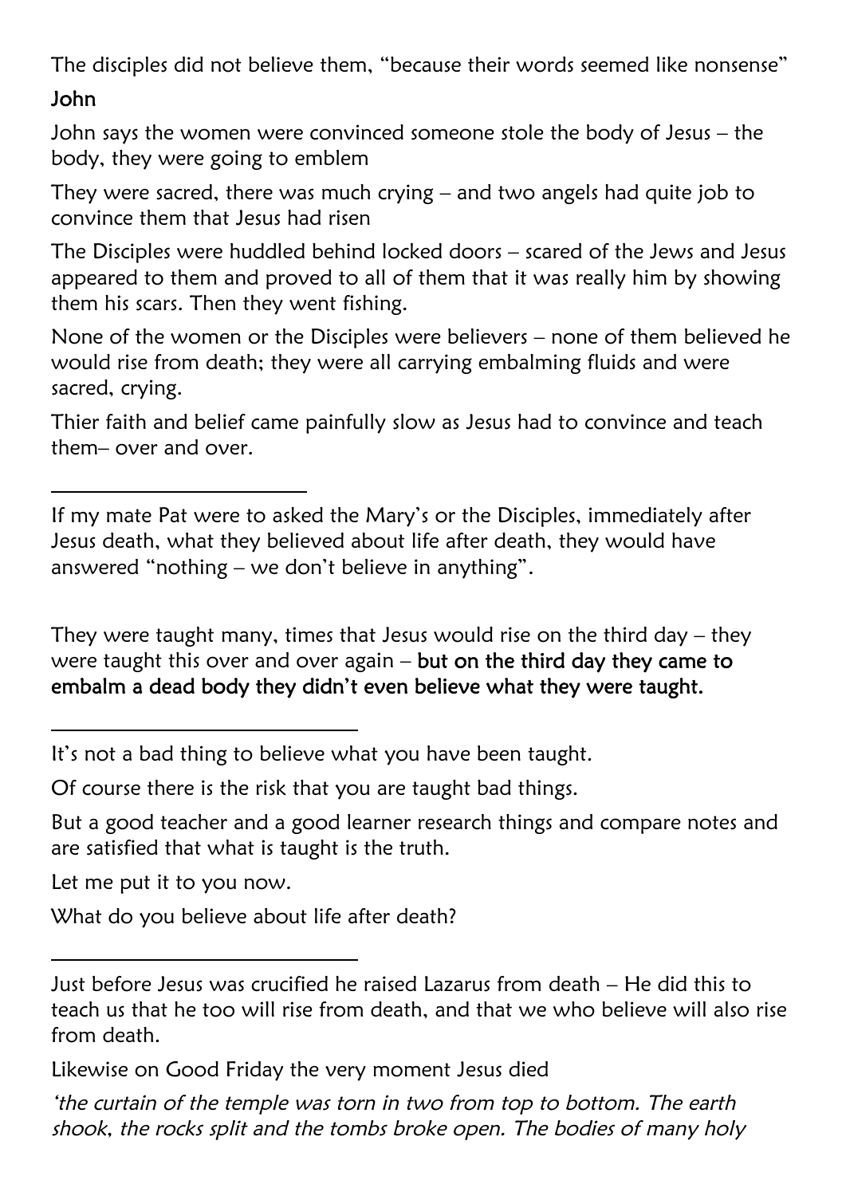The disciples did not believe them, "because their words seemed like nonsense"

**John**

John says the women were convinced someone stole the body of Jesus – the body, they were going to emblem

They were sacred, there was much crying – and two angels had quite job to convince them that Jesus had risen

The Disciples were huddled behind locked doors – scared of the Jews and Jesus appeared to them and proved to all of them that it was really him by showing them his scars. Then they went fishing.

None of the women or the Disciples were believers – none of them believed he would rise from death; they were all carrying embalming fluids and were sacred, crying.

Thier faith and belief came painfully slow as Jesus had to convince and teach them– over and over.

---

If my mate Pat were to asked the Mary's or the Disciples, immediately after Jesus death, what they believed about life after death, they would have answered "nothing – we don't believe in anything".

They were taught many, times that Jesus would rise on the third day – they were taught this over and over again – **but on the third day they came to embalm a dead body they didn't even believe what they were taught.**

---

It's not a bad thing to believe what you have been taught.

Of course there is the risk that you are taught bad things.

But a good teacher and a good learner research things and compare notes and are satisfied that what is taught is the truth.

Let me put it to you now.

What do you believe about life after death?

---

Just before Jesus was crucified he raised Lazarus from death – He did this to teach us that he too will rise from death, and that we who believe will also rise from death.

Likewise on Good Friday the very moment Jesus died

*'the curtain of the temple was torn in two from top to bottom. The earth shook, the rocks split and the tombs broke open. The bodies of many holy*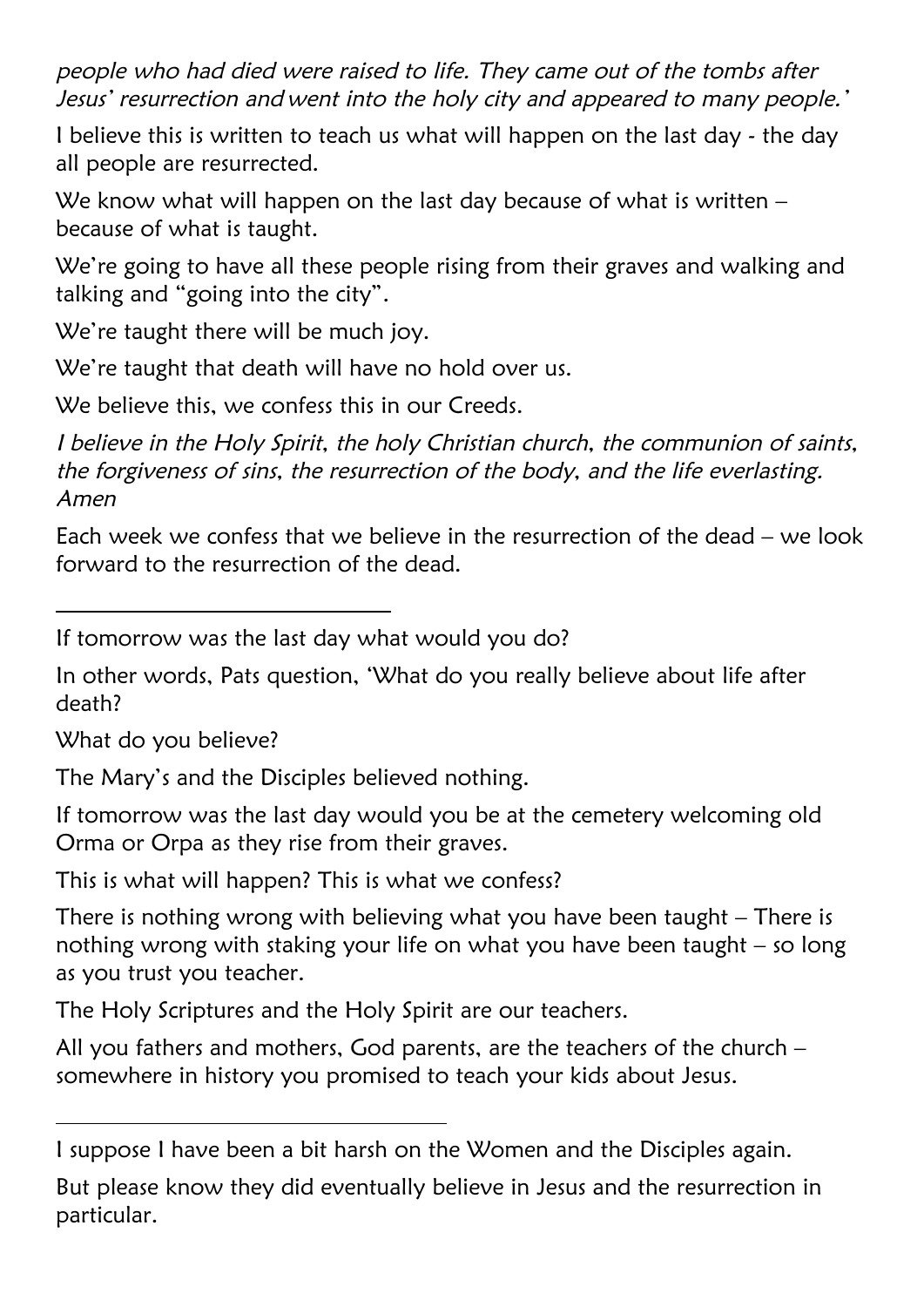*people who had died were raised to life. They came out of the tombs after Jesus' resurrection and went into the holy city and appeared to many people.'*

I believe this is written to teach us what will happen on the last day - the day all people are resurrected.

We know what will happen on the last day because of what is written – because of what is taught.

We're going to have all these people rising from their graves and walking and talking and "going into the city".

We're taught there will be much joy.

We're taught that death will have no hold over us.

We believe this, we confess this in our Creeds.

*I believe in the Holy Spirit, the holy Christian church, the communion of saints, the forgiveness of sins, the resurrection of the body, and the life everlasting. Amen*

Each week we confess that we believe in the resurrection of the dead – we look forward to the resurrection of the dead.

---

If tomorrow was the last day what would you do?

In other words, Pats question, 'What do you really believe about life after death?

What do you believe?

The Mary's and the Disciples believed nothing.

If tomorrow was the last day would you be at the cemetery welcoming old Orma or Orpa as they rise from their graves.

This is what will happen? This is what we confess?

There is nothing wrong with believing what you have been taught – There is nothing wrong with staking your life on what you have been taught – so long as you trust you teacher.

The Holy Scriptures and the Holy Spirit are our teachers.

All you fathers and mothers, God parents, are the teachers of the church – somewhere in history you promised to teach your kids about Jesus.

---

I suppose I have been a bit harsh on the Women and the Disciples again.

But please know they did eventually believe in Jesus and the resurrection in particular.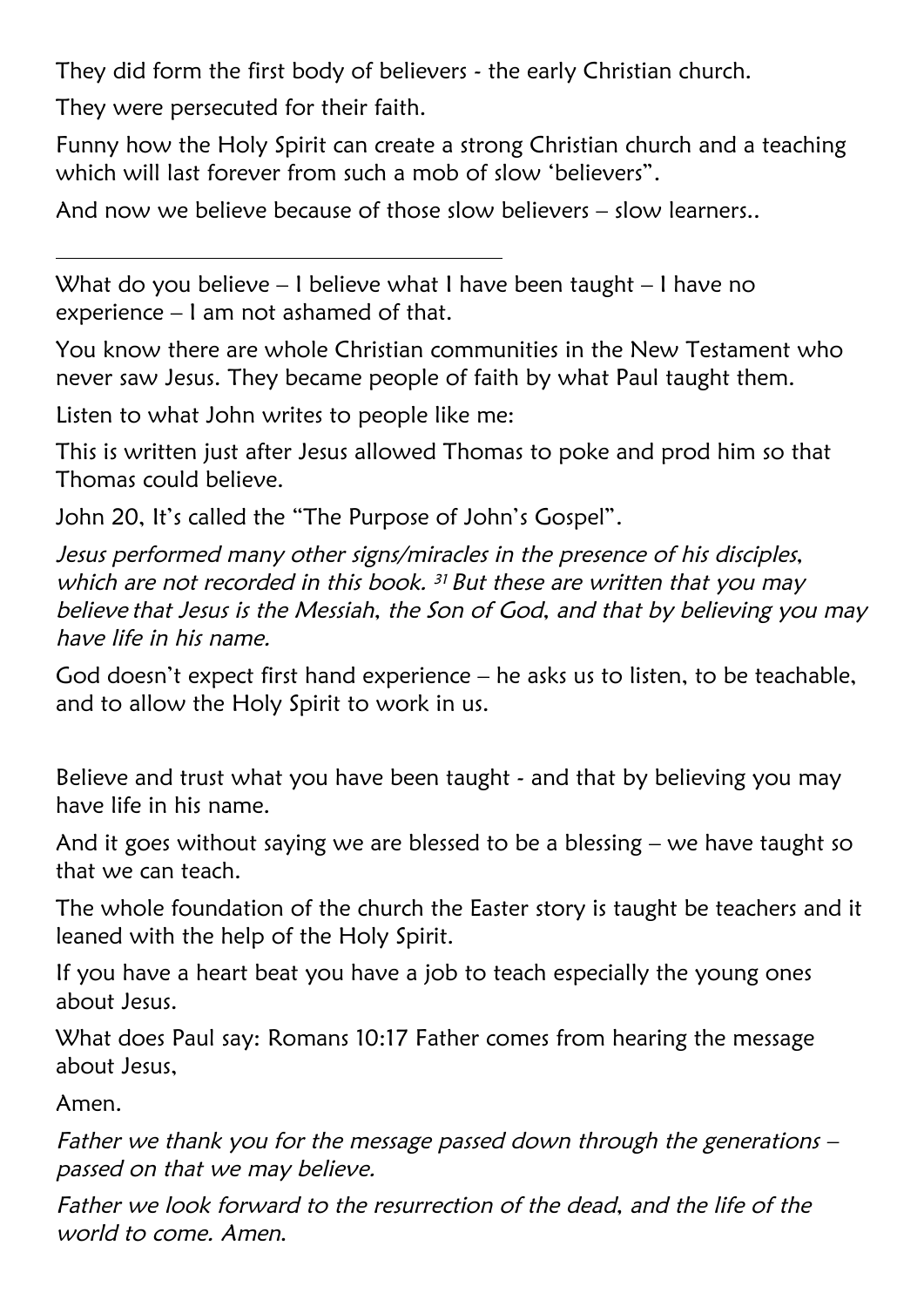They did form the first body of believers - the early Christian church.

They were persecuted for their faith.

Funny how the Holy Spirit can create a strong Christian church and a teaching which will last forever from such a mob of slow 'believers".

And now we believe because of those slow believers – slow learners..

---

What do you believe – I believe what I have been taught – I have no experience – I am not ashamed of that.

You know there are whole Christian communities in the New Testament who never saw Jesus. They became people of faith by what Paul taught them.

Listen to what John writes to people like me:

This is written just after Jesus allowed Thomas to poke and prod him so that Thomas could believe.

John 20, It's called the "The Purpose of John's Gospel".

*Jesus performed many other signs/miracles in the presence of his disciples, which are not recorded in this book. [31] But these are written that you may believe that Jesus is the Messiah, the Son of God, and that by believing you may have life in his name.*

God doesn't expect first hand experience – he asks us to listen, to be teachable, and to allow the Holy Spirit to work in us.

Believe and trust what you have been taught - and that by believing you may have life in his name.

And it goes without saying we are blessed to be a blessing – we have taught so that we can teach.

The whole foundation of the church the Easter story is taught be teachers and it leaned with the help of the Holy Spirit.

If you have a heart beat you have a job to teach especially the young ones about Jesus.

What does Paul say: Romans 10:17 Father comes from hearing the message about Jesus,

Amen.

*Father we thank you for the message passed down through the generations – passed on that we may believe.*

*Father we look forward to the resurrection of the dead, and the life of the world to come. Amen.*